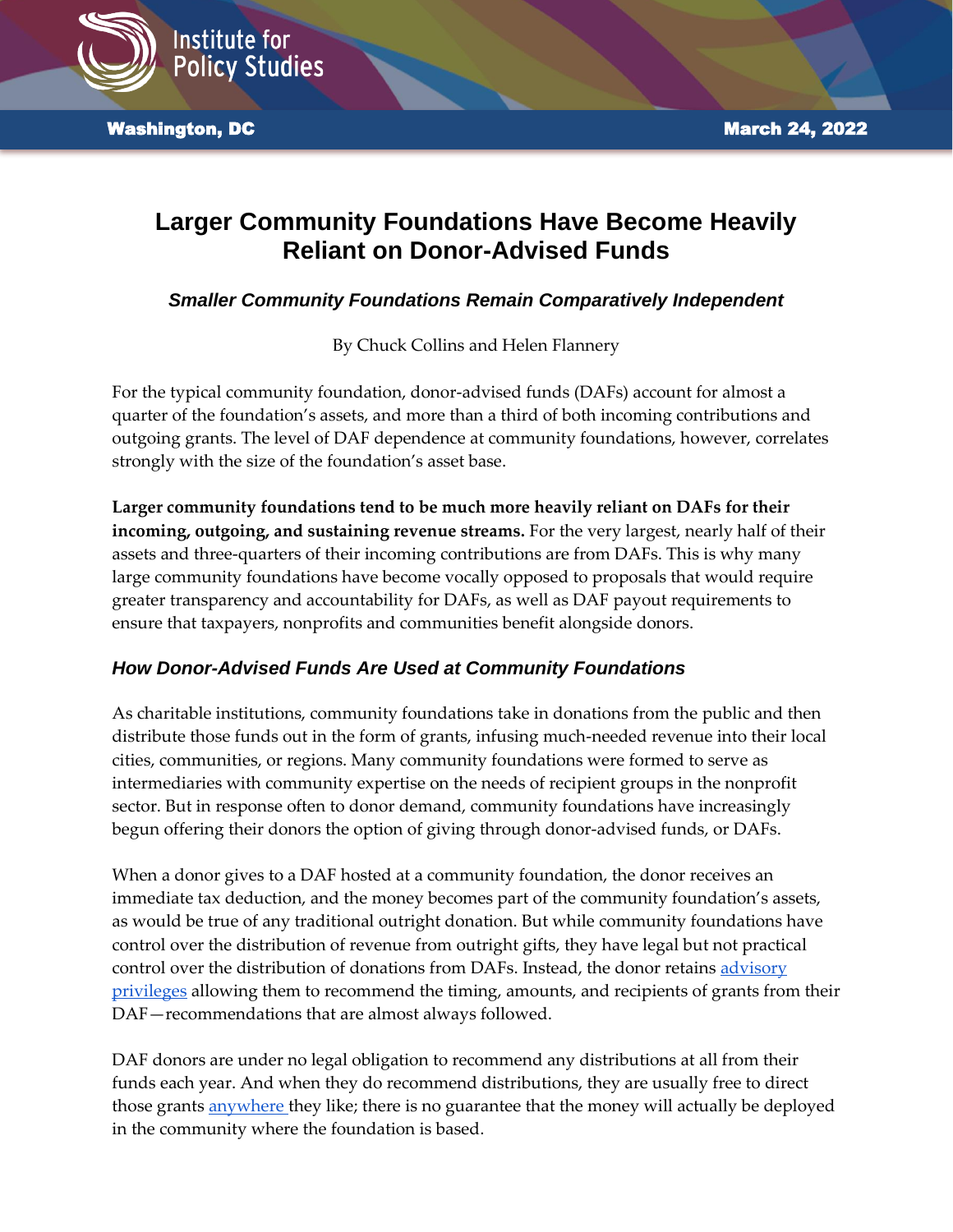Institute for Policy Studies

Washington, DC — March 24, 2022

# Larger Community Foundations Have Become Heavily Reliant on Donor-Advised Funds

### *Smaller Community Foundations Remain Comparatively Independent*

By Chuck Collins and Helen Flannery

For the typical community foundation, donor-advised funds (DAFs) account for almost a quarter of the foundation's assets, and more than a third of both incoming contributions and outgoing grants. The level of DAF dependence at community foundations, however, correlates strongly with the size of the foundation's asset base.

**Larger community foundations tend to be much more heavily reliant on DAFs for their incoming, outgoing, and sustaining revenue streams.** For the very largest, nearly half of their assets and three-quarters of their incoming contributions are from DAFs. This is why many large community foundations have become vocally opposed to proposals that would require greater transparency and accountability for DAFs, as well as DAF payout requirements to ensure that taxpayers, nonprofits and communities benefit alongside donors.

## *How Donor-Advised Funds Are Used at Community Foundations*

As charitable institutions, community foundations take in donations from the public and then distribute those funds out in the form of grants, infusing much-needed revenue into their local cities, communities, or regions. Many community foundations were formed to serve as intermediaries with community expertise on the needs of recipient groups in the nonprofit sector. But in response often to donor demand, community foundations have increasingly begun offering their donors the option of giving through donor-advised funds, or DAFs.

When a donor gives to a DAF hosted at a community foundation, the donor receives an immediate tax deduction, and the money becomes part of the community foundation's assets, as would be true of any traditional outright donation. But while community foundations have control over the distribution of revenue from outright gifts, they have legal but not practical control over the distribution of donations from DAFs. Instead, the donor retains advisory privileges allowing them to recommend the timing, amounts, and recipients of grants from their DAF—recommendations that are almost always followed.

DAF donors are under no legal obligation to recommend any distributions at all from their funds each year. And when they do recommend distributions, they are usually free to direct those grants anywhere they like; there is no guarantee that the money will actually be deployed in the community where the foundation is based.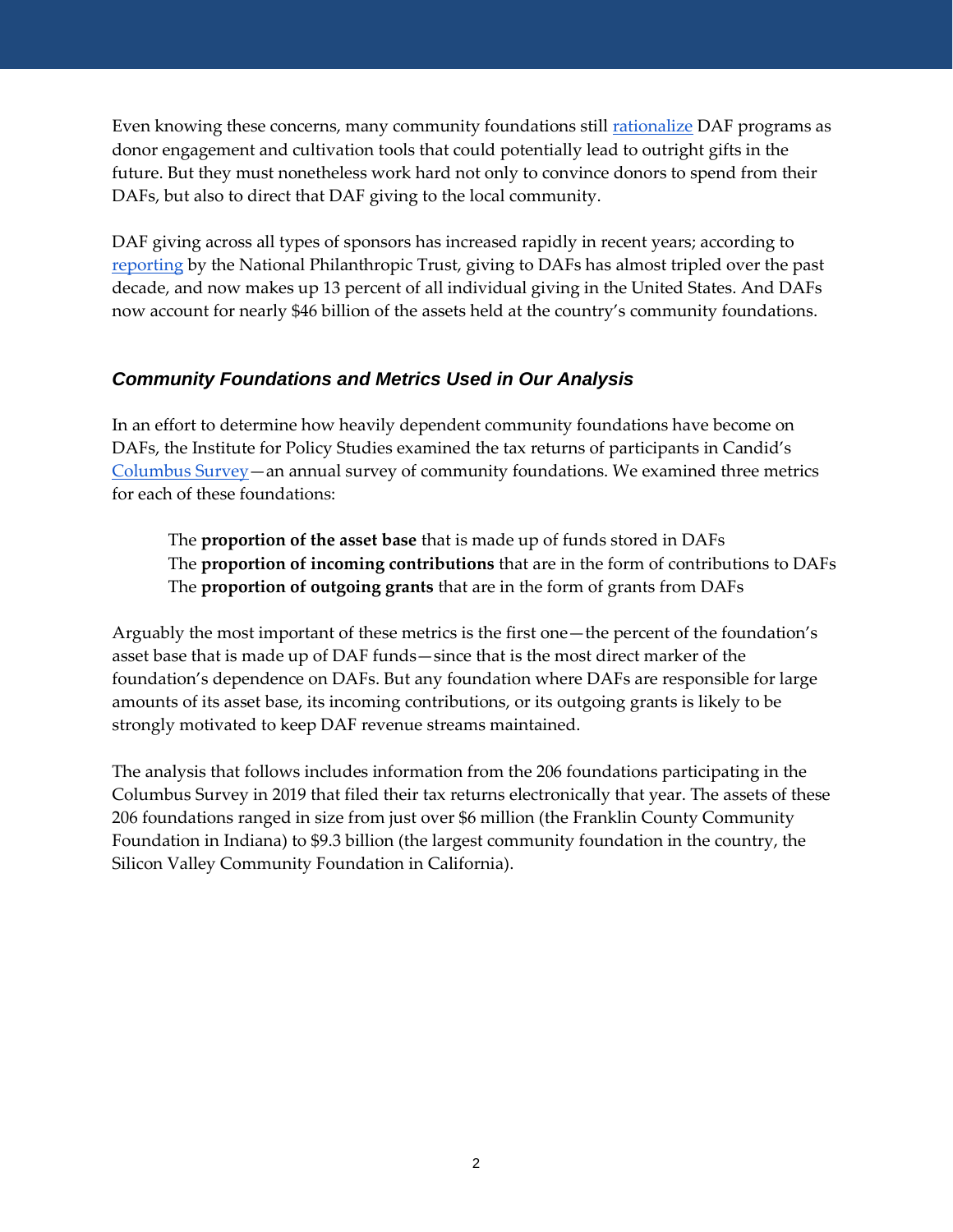Even knowing these concerns, many community foundations still rationalize DAF programs as donor engagement and cultivation tools that could potentially lead to outright gifts in the future. But they must nonetheless work hard not only to convince donors to spend from their DAFs, but also to direct that DAF giving to the local community.

DAF giving across all types of sponsors has increased rapidly in recent years; according to reporting by the National Philanthropic Trust, giving to DAFs has almost tripled over the past decade, and now makes up 13 percent of all individual giving in the United States. And DAFs now account for nearly $46 billion of the assets held at the country's community foundations.

### *Community Foundations and Metrics Used in Our Analysis*

In an effort to determine how heavily dependent community foundations have become on DAFs, the Institute for Policy Studies examined the tax returns of participants in Candid's Columbus Survey—an annual survey of community foundations. We examined three metrics for each of these foundations:

- The **proportion of the asset base** that is made up of funds stored in DAFs
- The **proportion of incoming contributions** that are in the form of contributions to DAFs
- The **proportion of outgoing grants** that are in the form of grants from DAFs

Arguably the most important of these metrics is the first one—the percent of the foundation's asset base that is made up of DAF funds—since that is the most direct marker of the foundation's dependence on DAFs. But any foundation where DAFs are responsible for large amounts of its asset base, its incoming contributions, or its outgoing grants is likely to be strongly motivated to keep DAF revenue streams maintained.

The analysis that follows includes information from the 206 foundations participating in the Columbus Survey in 2019 that filed their tax returns electronically that year. The assets of these 206 foundations ranged in size from just over $6 million (the Franklin County Community Foundation in Indiana) to $9.3 billion (the largest community foundation in the country, the Silicon Valley Community Foundation in California).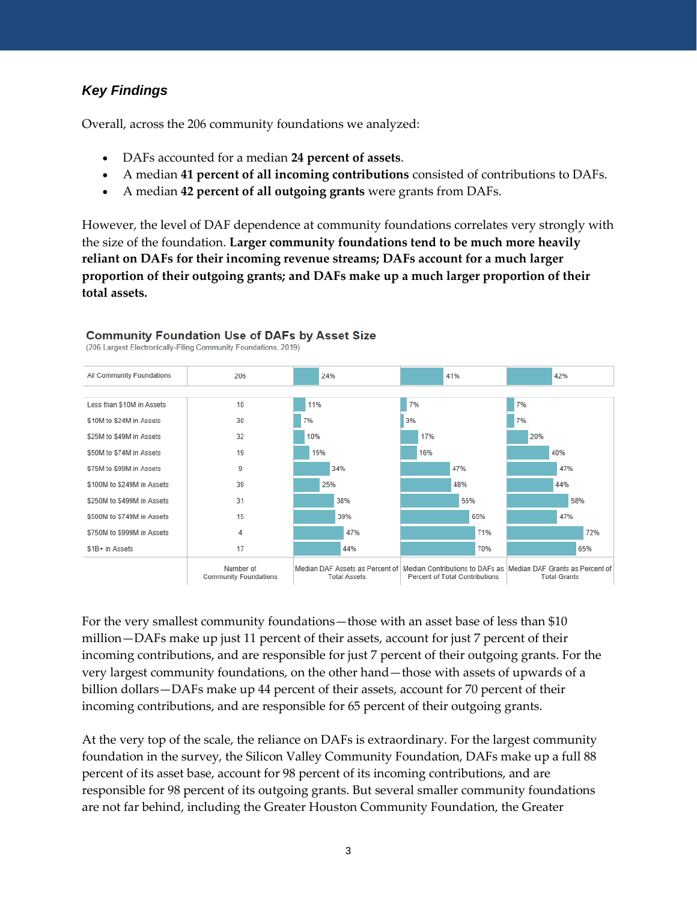### *Key Findings*

Overall, across the 206 community foundations we analyzed:

- DAFs accounted for a median **24 percent of assets**.
- A median **41 percent of all incoming contributions** consisted of contributions to DAFs.
- A median **42 percent of all outgoing grants** were grants from DAFs.

However, the level of DAF dependence at community foundations correlates very strongly with the size of the foundation. **Larger community foundations tend to be much more heavily reliant on DAFs for their incoming revenue streams; DAFs account for a much larger proportion of their outgoing grants; and DAFs make up a much larger proportion of their total assets.**

**Community Foundation Use of DAFs by Asset Size**
(206 Largest Electronically-Filing Community Foundations, 2019)

| | Number of Community Foundations | Median DAF Assets as Percent of Total Assets | Median Contributions to DAFs as Percent of Total Contributions | Median DAF Grants as Percent of Total Grants |
|---|---|---|---|---|
| All Community Foundations | 206 | 24% | 41% | 42% |
| Less than $10M in Assets | 10 | 11% | 7% | 7% |
| $10M to $24M in Assets | 30 | 7% | 3% | 7% |
| $25M to $49M in Assets | 32 | 10% | 17% | 20% |
| $50M to $74M in Assets | 19 | 15% | 16% | 40% |
| $75M to $99M in Assets | 9 | 34% | 47% | 47% |
| $100M to $249M in Assets | 39 | 25% | 48% | 44% |
| $250M to $499M in Assets | 31 | 38% | 55% | 58% |
| $500M to $749M in Assets | 15 | 39% | 65% | 47% |
| $750M to $999M in Assets | 4 | 47% | 71% | 72% |
| $1B+ in Assets | 17 | 44% | 70% | 65% |

For the very smallest community foundations—those with an asset base of less than $10 million—DAFs make up just 11 percent of their assets, account for just 7 percent of their incoming contributions, and are responsible for just 7 percent of their outgoing grants. For the very largest community foundations, on the other hand—those with assets of upwards of a billion dollars—DAFs make up 44 percent of their assets, account for 70 percent of their incoming contributions, and are responsible for 65 percent of their outgoing grants.

At the very top of the scale, the reliance on DAFs is extraordinary. For the largest community foundation in the survey, the Silicon Valley Community Foundation, DAFs make up a full 88 percent of its asset base, account for 98 percent of its incoming contributions, and are responsible for 98 percent of its outgoing grants. But several smaller community foundations are not far behind, including the Greater Houston Community Foundation, the Greater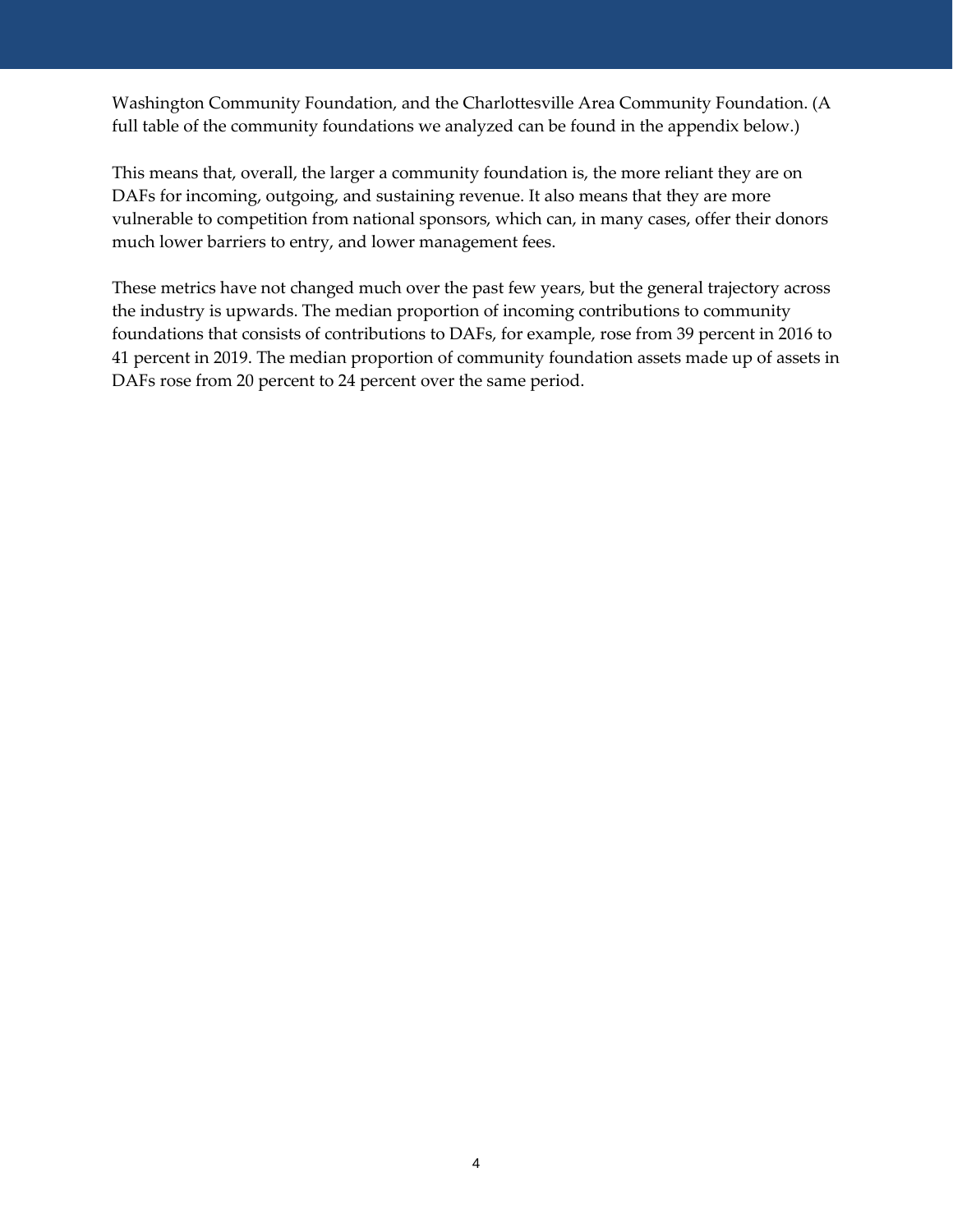Washington Community Foundation, and the Charlottesville Area Community Foundation. (A full table of the community foundations we analyzed can be found in the appendix below.)

This means that, overall, the larger a community foundation is, the more reliant they are on DAFs for incoming, outgoing, and sustaining revenue. It also means that they are more vulnerable to competition from national sponsors, which can, in many cases, offer their donors much lower barriers to entry, and lower management fees.

These metrics have not changed much over the past few years, but the general trajectory across the industry is upwards. The median proportion of incoming contributions to community foundations that consists of contributions to DAFs, for example, rose from 39 percent in 2016 to 41 percent in 2019. The median proportion of community foundation assets made up of assets in DAFs rose from 20 percent to 24 percent over the same period.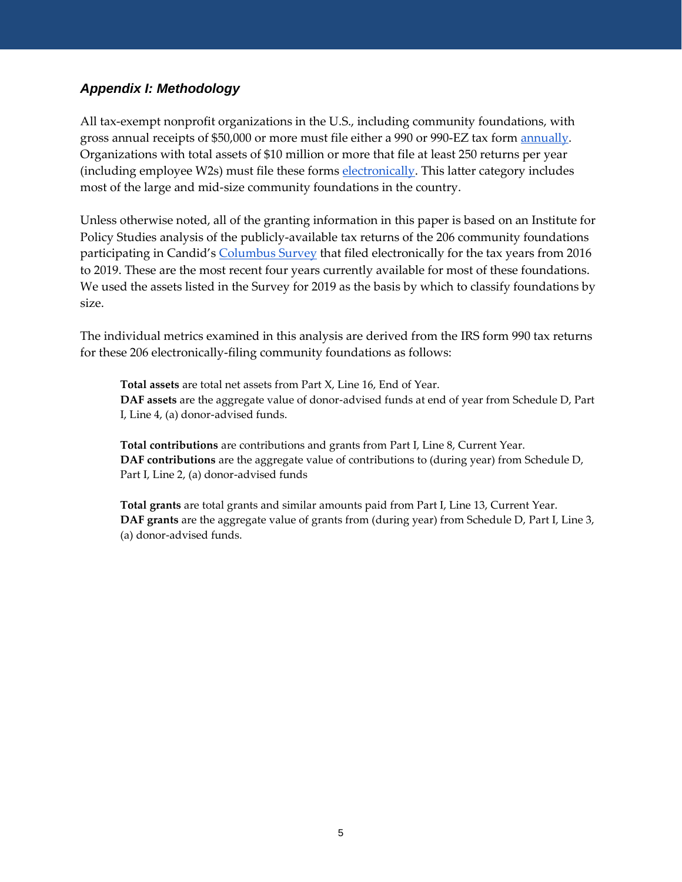## *Appendix I: Methodology*

All tax-exempt nonprofit organizations in the U.S., including community foundations, with gross annual receipts of $50,000 or more must file either a 990 or 990-EZ tax form annually. Organizations with total assets of $10 million or more that file at least 250 returns per year (including employee W2s) must file these forms electronically. This latter category includes most of the large and mid-size community foundations in the country.

Unless otherwise noted, all of the granting information in this paper is based on an Institute for Policy Studies analysis of the publicly-available tax returns of the 206 community foundations participating in Candid's Columbus Survey that filed electronically for the tax years from 2016 to 2019. These are the most recent four years currently available for most of these foundations. We used the assets listed in the Survey for 2019 as the basis by which to classify foundations by size.

The individual metrics examined in this analysis are derived from the IRS form 990 tax returns for these 206 electronically-filing community foundations as follows:

> **Total assets** are total net assets from Part X, Line 16, End of Year.
> **DAF assets** are the aggregate value of donor-advised funds at end of year from Schedule D, Part I, Line 4, (a) donor-advised funds.
>
> **Total contributions** are contributions and grants from Part I, Line 8, Current Year.
> **DAF contributions** are the aggregate value of contributions to (during year) from Schedule D, Part I, Line 2, (a) donor-advised funds
>
> **Total grants** are total grants and similar amounts paid from Part I, Line 13, Current Year.
> **DAF grants** are the aggregate value of grants from (during year) from Schedule D, Part I, Line 3, (a) donor-advised funds.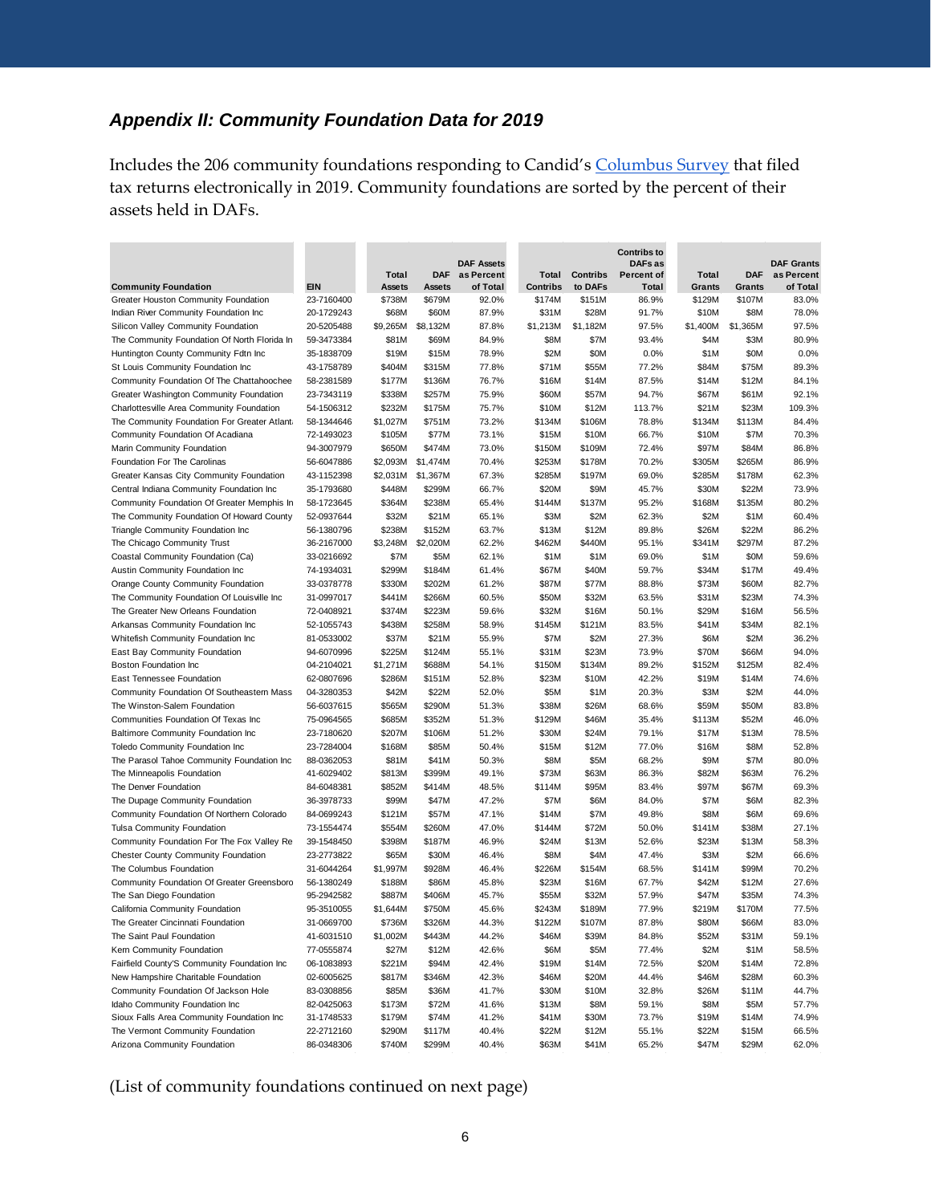## *Appendix II: Community Foundation Data for 2019*

Includes the 206 community foundations responding to Candid's Columbus Survey that filed tax returns electronically in 2019. Community foundations are sorted by the percent of their assets held in DAFs.

| Community Foundation | EIN | Total Assets | DAF Assets | DAF Assets as Percent of Total | Total Contribs | Contribs to DAFs | Contribs to DAFs as Percent of Total | Total Grants | DAF Grants | DAF Grants as Percent of Total |
|---|---|---|---|---|---|---|---|---|---|---|
| Greater Houston Community Foundation | 23-7160400 | $738M | $679M | 92.0% | $174M | $151M | 86.9% | $129M | $107M | 83.0% |
| Indian River Community Foundation Inc | 20-1729243 | $68M | $60M | 87.9% | $31M | $28M | 91.7% | $10M | $8M | 78.0% |
| Silicon Valley Community Foundation | 20-5205488 | $9,265M | $8,132M | 87.8% | $1,213M | $1,182M | 97.5% | $1,400M | $1,365M | 97.5% |
| The Community Foundation Of North Florida In | 59-3473384 | $81M | $69M | 84.9% | $8M | $7M | 93.4% | $4M | $3M | 80.9% |
| Huntington County Community Fdtn Inc | 35-1838709 | $19M | $15M | 78.9% | $2M | $0M | 0.0% | $1M | $0M | 0.0% |
| St Louis Community Foundation Inc | 43-1758789 | $404M | $315M | 77.8% | $71M | $55M | 77.2% | $84M | $75M | 89.3% |
| Community Foundation Of The Chattahoochee | 58-2381589 | $177M | $136M | 76.7% | $16M | $14M | 87.5% | $14M | $12M | 84.1% |
| Greater Washington Community Foundation | 23-7343119 | $338M | $257M | 75.9% | $60M | $57M | 94.7% | $67M | $61M | 92.1% |
| Charlottesville Area Community Foundation | 54-1506312 | $232M | $175M | 75.7% | $10M | $12M | 113.7% | $21M | $23M | 109.3% |
| The Community Foundation For Greater Atlant | 58-1344646 | $1,027M | $751M | 73.2% | $134M | $106M | 78.8% | $134M | $113M | 84.4% |
| Community Foundation Of Acadiana | 72-1493023 | $105M | $77M | 73.1% | $15M | $10M | 66.7% | $10M | $7M | 70.3% |
| Marin Community Foundation | 94-3007979 | $650M | $474M | 73.0% | $150M | $109M | 72.4% | $97M | $84M | 86.8% |
| Foundation For The Carolinas | 56-6047886 | $2,093M | $1,474M | 70.4% | $253M | $178M | 70.2% | $305M | $265M | 86.9% |
| Greater Kansas City Community Foundation | 43-1152398 | $2,031M | $1,367M | 67.3% | $285M | $197M | 69.0% | $285M | $178M | 62.3% |
| Central Indiana Community Foundation Inc | 35-1793680 | $448M | $299M | 66.7% | $20M | $9M | 45.7% | $30M | $22M | 73.9% |
| Community Foundation Of Greater Memphis In | 58-1723645 | $364M | $238M | 65.4% | $144M | $137M | 95.2% | $168M | $135M | 80.2% |
| The Community Foundation Of Howard County | 52-0937644 | $32M | $21M | 65.1% | $3M | $2M | 62.3% | $2M | $1M | 60.4% |
| Triangle Community Foundation Inc | 56-1380796 | $238M | $152M | 63.7% | $13M | $12M | 89.8% | $26M | $22M | 86.2% |
| The Chicago Community Trust | 36-2167000 | $3,248M | $2,020M | 62.2% | $462M | $440M | 95.1% | $341M | $297M | 87.2% |
| Coastal Community Foundation (Ca) | 33-0216692 | $7M | $5M | 62.1% | $1M | $1M | 69.0% | $1M | $0M | 59.6% |
| Austin Community Foundation Inc | 74-1934031 | $299M | $184M | 61.4% | $67M | $40M | 59.7% | $34M | $17M | 49.4% |
| Orange County Community Foundation | 33-0378778 | $330M | $202M | 61.2% | $87M | $77M | 88.8% | $73M | $60M | 82.7% |
| The Community Foundation Of Louisville Inc | 31-0997017 | $441M | $266M | 60.5% | $50M | $32M | 63.5% | $31M | $23M | 74.3% |
| The Greater New Orleans Foundation | 72-0408921 | $374M | $223M | 59.6% | $32M | $16M | 50.1% | $29M | $16M | 56.5% |
| Arkansas Community Foundation Inc | 52-1055743 | $438M | $258M | 58.9% | $145M | $121M | 83.5% | $41M | $34M | 82.1% |
| Whitefish Community Foundation Inc | 81-0533002 | $37M | $21M | 55.9% | $7M | $2M | 27.3% | $6M | $2M | 36.2% |
| East Bay Community Foundation | 94-6070996 | $225M | $124M | 55.1% | $31M | $23M | 73.9% | $70M | $66M | 94.0% |
| Boston Foundation Inc | 04-2104021 | $1,271M | $688M | 54.1% | $150M | $134M | 89.2% | $152M | $125M | 82.4% |
| East Tennessee Foundation | 62-0807696 | $286M | $151M | 52.8% | $23M | $10M | 42.2% | $19M | $14M | 74.6% |
| Community Foundation Of Southeastern Mass | 04-3280353 | $42M | $22M | 52.0% | $5M | $1M | 20.3% | $3M | $2M | 44.0% |
| The Winston-Salem Foundation | 56-6037615 | $565M | $290M | 51.3% | $38M | $26M | 68.6% | $59M | $50M | 83.8% |
| Communities Foundation Of Texas Inc | 75-0964565 | $685M | $352M | 51.3% | $129M | $46M | 35.4% | $113M | $52M | 46.0% |
| Baltimore Community Foundation Inc | 23-7180620 | $207M | $106M | 51.2% | $30M | $24M | 79.1% | $17M | $13M | 78.5% |
| Toledo Community Foundation Inc | 23-7284004 | $168M | $85M | 50.4% | $15M | $12M | 77.0% | $16M | $8M | 52.8% |
| The Parasol Tahoe Community Foundation Inc | 88-0362053 | $81M | $41M | 50.3% | $8M | $5M | 68.2% | $9M | $7M | 80.0% |
| The Minneapolis Foundation | 41-6029402 | $813M | $399M | 49.1% | $73M | $63M | 86.3% | $82M | $63M | 76.2% |
| The Denver Foundation | 84-6048381 | $852M | $414M | 48.5% | $114M | $95M | 83.4% | $97M | $67M | 69.3% |
| The Dupage Community Foundation | 36-3978733 | $99M | $47M | 47.2% | $7M | $6M | 84.0% | $7M | $6M | 82.3% |
| Community Foundation Of Northern Colorado | 84-0699243 | $121M | $57M | 47.1% | $14M | $7M | 49.8% | $8M | $6M | 69.6% |
| Tulsa Community Foundation | 73-1554474 | $554M | $260M | 47.0% | $144M | $72M | 50.0% | $141M | $38M | 27.1% |
| Community Foundation For The Fox Valley Re | 39-1548450 | $398M | $187M | 46.9% | $24M | $13M | 52.6% | $23M | $13M | 58.3% |
| Chester County Community Foundation | 23-2773822 | $65M | $30M | 46.4% | $8M | $4M | 47.4% | $3M | $2M | 66.6% |
| The Columbus Foundation | 31-6044264 | $1,997M | $928M | 46.4% | $226M | $154M | 68.5% | $141M | $99M | 70.2% |
| Community Foundation Of Greater Greensboro | 56-1380249 | $188M | $86M | 45.8% | $23M | $16M | 67.7% | $42M | $12M | 27.6% |
| The San Diego Foundation | 95-2942582 | $887M | $406M | 45.7% | $55M | $32M | 57.9% | $47M | $35M | 74.3% |
| California Community Foundation | 95-3510055 | $1,644M | $750M | 45.6% | $243M | $189M | 77.9% | $219M | $170M | 77.5% |
| The Greater Cincinnati Foundation | 31-0669700 | $736M | $326M | 44.3% | $122M | $107M | 87.8% | $80M | $66M | 83.0% |
| The Saint Paul Foundation | 41-6031510 | $1,002M | $443M | 44.2% | $46M | $39M | 84.8% | $52M | $31M | 59.1% |
| Kern Community Foundation | 77-0555874 | $27M | $12M | 42.6% | $6M | $5M | 77.4% | $2M | $1M | 58.5% |
| Fairfield County'S Community Foundation Inc | 06-1083893 | $221M | $94M | 42.4% | $19M | $14M | 72.5% | $20M | $14M | 72.8% |
| New Hampshire Charitable Foundation | 02-6005625 | $817M | $346M | 42.3% | $46M | $20M | 44.4% | $46M | $28M | 60.3% |
| Community Foundation Of Jackson Hole | 83-0308856 | $85M | $36M | 41.7% | $30M | $10M | 32.8% | $26M | $11M | 44.7% |
| Idaho Community Foundation Inc | 82-0425063 | $173M | $72M | 41.6% | $13M | $8M | 59.1% | $8M | $5M | 57.7% |
| Sioux Falls Area Community Foundation Inc | 31-1748533 | $179M | $74M | 41.2% | $41M | $30M | 73.7% | $19M | $14M | 74.9% |
| The Vermont Community Foundation | 22-2712160 | $290M | $117M | 40.4% | $22M | $12M | 55.1% | $22M | $15M | 66.5% |
| Arizona Community Foundation | 86-0348306 | $740M | $299M | 40.4% | $63M | $41M | 65.2% | $47M | $29M | 62.0% |

(List of community foundations continued on next page)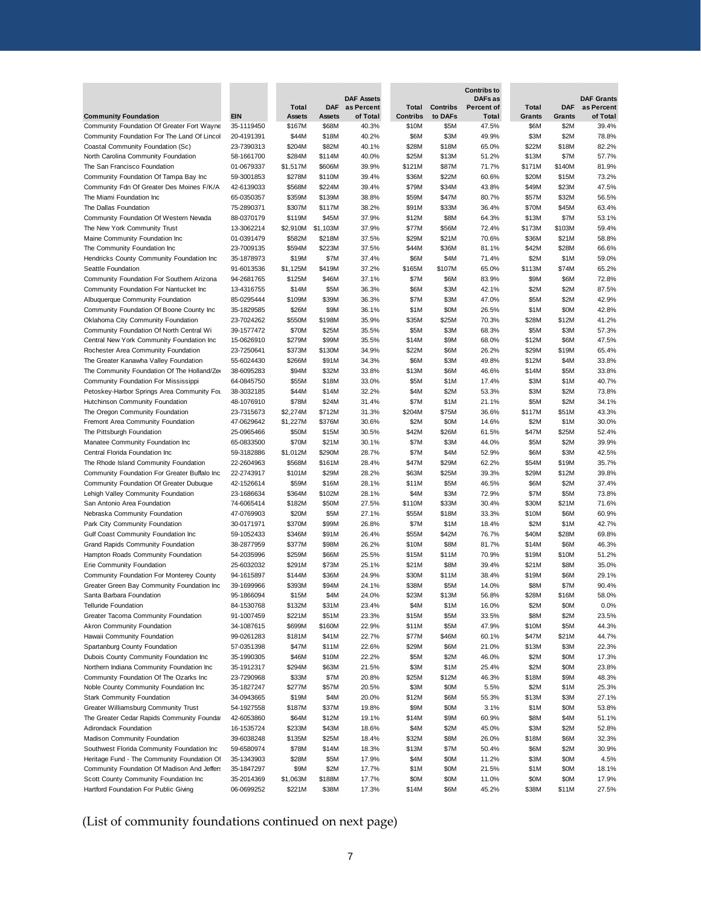| Community Foundation | EIN | Total Assets | DAF Assets | DAF Assets as Percent of Total | Total Contribs | Contribs to DAFs | Contribs to DAFs as Percent of Total | Total Grants | DAF Grants | DAF Grants as Percent of Total |
|---|---|---|---|---|---|---|---|---|---|---|
| Community Foundation Of Greater Fort Wayne | 35-1119450 | $167M | $68M | 40.3% | $10M | $5M | 47.5% | $6M | $2M | 39.4% |
| Community Foundation For The Land Of Lincol | 20-4191391 | $44M | $18M | 40.2% | $6M | $3M | 49.9% | $3M | $2M | 78.8% |
| Coastal Community Foundation (Sc) | 23-7390313 | $204M | $82M | 40.1% | $28M | $18M | 65.0% | $22M | $18M | 82.2% |
| North Carolina Community Foundation | 58-1661700 | $284M | $114M | 40.0% | $25M | $13M | 51.2% | $13M | $7M | 57.7% |
| The San Francisco Foundation | 01-0679337 | $1,517M | $606M | 39.9% | $121M | $87M | 71.7% | $171M | $140M | 81.9% |
| Community Foundation Of Tampa Bay Inc | 59-3001853 | $278M | $110M | 39.4% | $36M | $22M | 60.6% | $20M | $15M | 73.2% |
| Community Fdn Of Greater Des Moines F/K/A | 42-6139033 | $568M | $224M | 39.4% | $79M | $34M | 43.8% | $49M | $23M | 47.5% |
| The Miami Foundation Inc | 65-0350357 | $359M | $139M | 38.8% | $59M | $47M | 80.7% | $57M | $32M | 56.5% |
| The Dallas Foundation | 75-2890371 | $307M | $117M | 38.2% | $91M | $33M | 36.4% | $70M | $45M | 63.4% |
| Community Foundation Of Western Nevada | 88-0370179 | $119M | $45M | 37.9% | $12M | $8M | 64.3% | $13M | $7M | 53.1% |
| The New York Community Trust | 13-3062214 | $2,910M | $1,103M | 37.9% | $77M | $56M | 72.4% | $173M | $103M | 59.4% |
| Maine Community Foundation Inc | 01-0391479 | $582M | $218M | 37.5% | $29M | $21M | 70.6% | $36M | $21M | 58.8% |
| The Community Foundation Inc | 23-7009135 | $594M | $223M | 37.5% | $44M | $36M | 81.1% | $42M | $28M | 66.6% |
| Hendricks County Community Foundation Inc | 35-1878973 | $19M | $7M | 37.4% | $6M | $4M | 71.4% | $2M | $1M | 59.0% |
| Seattle Foundation | 91-6013536 | $1,125M | $419M | 37.2% | $165M | $107M | 65.0% | $113M | $74M | 65.2% |
| Community Foundation For Southern Arizona | 94-2681765 | $125M | $46M | 37.1% | $7M | $6M | 83.9% | $9M | $6M | 72.8% |
| Community Foundation For Nantucket Inc | 13-4316755 | $14M | $5M | 36.3% | $6M | $3M | 42.1% | $2M | $2M | 87.5% |
| Albuquerque Community Foundation | 85-0295444 | $109M | $39M | 36.3% | $7M | $3M | 47.0% | $5M | $2M | 42.9% |
| Community Foundation Of Boone County Inc | 35-1829585 | $26M | $9M | 36.1% | $1M | $0M | 26.5% | $1M | $0M | 42.8% |
| Oklahoma City Community Foundation | 23-7024262 | $550M | $198M | 35.9% | $35M | $25M | 70.3% | $28M | $12M | 41.2% |
| Community Foundation Of North Central Wi | 39-1577472 | $70M | $25M | 35.5% | $5M | $3M | 68.3% | $5M | $3M | 57.3% |
| Central New York Community Foundation Inc | 15-0626910 | $279M | $99M | 35.5% | $14M | $9M | 68.0% | $12M | $6M | 47.5% |
| Rochester Area Community Foundation | 23-7250641 | $373M | $130M | 34.9% | $22M | $6M | 26.2% | $29M | $19M | 65.4% |
| The Greater Kanawha Valley Foundation | 55-6024430 | $266M | $91M | 34.3% | $6M | $3M | 49.8% | $12M | $4M | 33.8% |
| The Community Foundation Of The Holland/Zee | 38-6095283 | $94M | $32M | 33.8% | $13M | $6M | 46.6% | $14M | $5M | 33.8% |
| Community Foundation For Mississippi | 64-0845750 | $55M | $18M | 33.0% | $5M | $1M | 17.4% | $3M | $1M | 40.7% |
| Petoskey-Harbor Springs Area Community Fou | 38-3032185 | $44M | $14M | 32.2% | $4M | $2M | 53.3% | $3M | $2M | 73.8% |
| Hutchinson Community Foundation | 48-1076910 | $78M | $24M | 31.4% | $7M | $1M | 21.1% | $5M | $2M | 34.1% |
| The Oregon Community Foundation | 23-7315673 | $2,274M | $712M | 31.3% | $204M | $75M | 36.6% | $117M | $51M | 43.3% |
| Fremont Area Community Foundation | 47-0629642 | $1,227M | $376M | 30.6% | $2M | $0M | 14.6% | $2M | $1M | 30.0% |
| The Pittsburgh Foundation | 25-0965466 | $50M | $15M | 30.5% | $42M | $26M | 61.5% | $47M | $25M | 52.4% |
| Manatee Community Foundation Inc | 65-0833500 | $70M | $21M | 30.1% | $7M | $3M | 44.0% | $5M | $2M | 39.9% |
| Central Florida Foundation Inc | 59-3182886 | $1,012M | $290M | 28.7% | $7M | $4M | 52.9% | $6M | $3M | 42.5% |
| The Rhode Island Community Foundation | 22-2604963 | $568M | $161M | 28.4% | $47M | $29M | 62.2% | $54M | $19M | 35.7% |
| Community Foundation For Greater Buffalo Inc | 22-2743917 | $101M | $29M | 28.2% | $63M | $25M | 39.3% | $29M | $12M | 39.8% |
| Community Foundation Of Greater Dubuque | 42-1526614 | $59M | $16M | 28.1% | $11M | $5M | 46.5% | $6M | $2M | 37.4% |
| Lehigh Valley Community Foundation | 23-1686634 | $364M | $102M | 28.1% | $4M | $3M | 72.9% | $7M | $5M | 73.8% |
| San Antonio Area Foundation | 74-6065414 | $182M | $50M | 27.5% | $110M | $33M | 30.4% | $30M | $21M | 71.6% |
| Nebraska Community Foundation | 47-0769903 | $20M | $5M | 27.1% | $55M | $18M | 33.3% | $10M | $6M | 60.9% |
| Park City Community Foundation | 30-0171971 | $370M | $99M | 26.8% | $7M | $1M | 18.4% | $2M | $1M | 42.7% |
| Gulf Coast Community Foundation Inc | 59-1052433 | $346M | $91M | 26.4% | $55M | $42M | 76.7% | $40M | $28M | 69.8% |
| Grand Rapids Community Foundation | 38-2877959 | $377M | $98M | 26.2% | $10M | $8M | 81.7% | $14M | $6M | 46.3% |
| Hampton Roads Community Foundation | 54-2035996 | $259M | $66M | 25.5% | $15M | $11M | 70.9% | $19M | $10M | 51.2% |
| Erie Community Foundation | 25-6032032 | $291M | $73M | 25.1% | $21M | $8M | 39.4% | $21M | $8M | 35.0% |
| Community Foundation For Monterey County | 94-1615897 | $144M | $36M | 24.9% | $30M | $11M | 38.4% | $19M | $6M | 29.1% |
| Greater Green Bay Community Foundation Inc | 39-1699966 | $393M | $94M | 24.1% | $38M | $5M | 14.0% | $8M | $7M | 90.4% |
| Santa Barbara Foundation | 95-1866094 | $15M | $4M | 24.0% | $23M | $13M | 56.8% | $28M | $16M | 58.0% |
| Telluride Foundation | 84-1530768 | $132M | $31M | 23.4% | $4M | $1M | 16.0% | $2M | $0M | 0.0% |
| Greater Tacoma Community Foundation | 91-1007459 | $221M | $51M | 23.3% | $15M | $5M | 33.5% | $8M | $2M | 23.5% |
| Akron Community Foundation | 34-1087615 | $699M | $160M | 22.9% | $11M | $5M | 47.9% | $10M | $5M | 44.3% |
| Hawaii Community Foundation | 99-0261283 | $181M | $41M | 22.7% | $77M | $46M | 60.1% | $47M | $21M | 44.7% |
| Spartanburg County Foundation | 57-0351398 | $47M | $11M | 22.6% | $29M | $6M | 21.0% | $13M | $3M | 22.3% |
| Dubois County Community Foundation Inc | 35-1990305 | $46M | $10M | 22.2% | $5M | $2M | 46.0% | $2M | $0M | 17.3% |
| Northern Indiana Community Foundation Inc | 35-1912317 | $294M | $63M | 21.5% | $3M | $1M | 25.4% | $2M | $0M | 23.8% |
| Community Foundation Of The Ozarks Inc | 23-7290968 | $33M | $7M | 20.8% | $25M | $12M | 46.3% | $18M | $9M | 48.3% |
| Noble County Community Foundation Inc | 35-1827247 | $277M | $57M | 20.5% | $3M | $0M | 5.5% | $2M | $1M | 25.3% |
| Stark Community Foundation | 34-0943665 | $19M | $4M | 20.0% | $12M | $6M | 55.3% | $13M | $3M | 27.1% |
| Greater Williamsburg Community Trust | 54-1927558 | $187M | $37M | 19.8% | $9M | $0M | 3.1% | $1M | $0M | 53.8% |
| The Greater Cedar Rapids Community Foundat | 42-6053860 | $64M | $12M | 19.1% | $14M | $9M | 60.9% | $8M | $4M | 51.1% |
| Adirondack Foundation | 16-1535724 | $233M | $43M | 18.6% | $4M | $2M | 45.0% | $3M | $2M | 52.8% |
| Madison Community Foundation | 39-6038248 | $135M | $25M | 18.4% | $32M | $8M | 26.0% | $18M | $6M | 32.3% |
| Southwest Florida Community Foundation Inc | 59-6580974 | $78M | $14M | 18.3% | $13M | $7M | 50.4% | $6M | $2M | 30.9% |
| Heritage Fund - The Community Foundation Of | 35-1343903 | $28M | $5M | 17.9% | $4M | $0M | 11.2% | $3M | $0M | 4.5% |
| Community Foundation Of Madison And Jeffers | 35-1847297 | $9M | $2M | 17.7% | $1M | $0M | 21.5% | $1M | $0M | 18.1% |
| Scott County Community Foundation Inc | 35-2014369 | $1,063M | $188M | 17.7% | $0M | $0M | 11.0% | $0M | $0M | 17.9% |
| Hartford Foundation For Public Giving | 06-0699252 | $221M | $38M | 17.3% | $14M | $6M | 45.2% | $38M | $11M | 27.5% |

(List of community foundations continued on next page)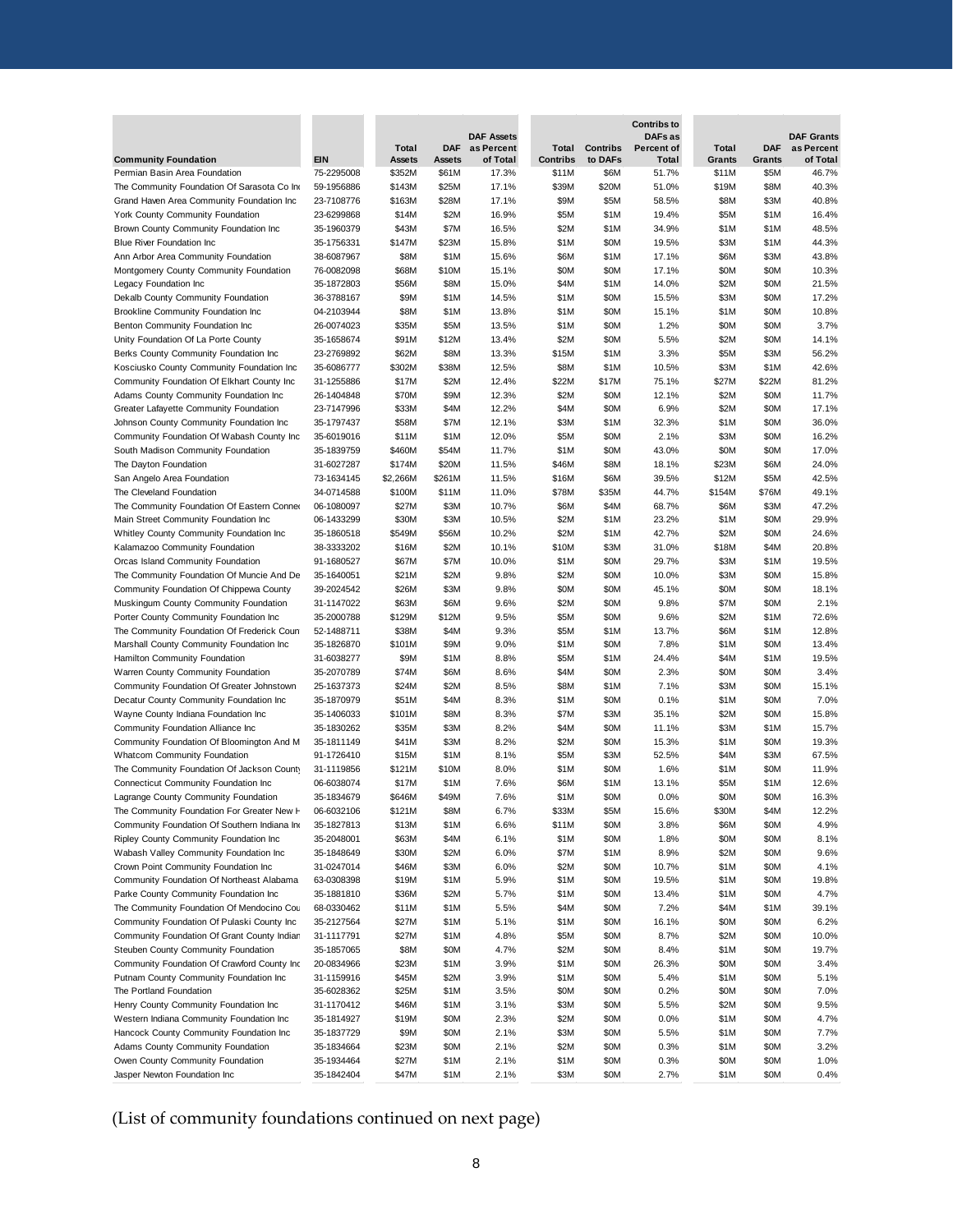| Community Foundation | EIN | Total Assets | DAF Assets | DAF Assets as Percent of Total | Total Contribs | Contribs to DAFs | Contribs to DAFs as Percent of Total | Total Grants | DAF Grants | DAF Grants as Percent of Total |
|---|---|---|---|---|---|---|---|---|---|---|
| Permian Basin Area Foundation | 75-2295008 | $352M | $61M | 17.3% | $11M | $6M | 51.7% | $11M | $5M | 46.7% |
| The Community Foundation Of Sarasota Co Inc | 59-1956886 | $143M | $25M | 17.1% | $39M | $20M | 51.0% | $19M | $8M | 40.3% |
| Grand Haven Area Community Foundation Inc | 23-7108776 | $163M | $28M | 17.1% | $9M | $5M | 58.5% | $8M | $3M | 40.8% |
| York County Community Foundation | 23-6299868 | $14M | $2M | 16.9% | $5M | $1M | 19.4% | $5M | $1M | 16.4% |
| Brown County Community Foundation Inc | 35-1960379 | $43M | $7M | 16.5% | $2M | $1M | 34.9% | $1M | $1M | 48.5% |
| Blue River Foundation Inc | 35-1756331 | $147M | $23M | 15.8% | $1M | $0M | 19.5% | $3M | $1M | 44.3% |
| Ann Arbor Area Community Foundation | 38-6087967 | $8M | $1M | 15.6% | $6M | $1M | 17.1% | $6M | $3M | 43.8% |
| Montgomery County Community Foundation | 76-0082098 | $68M | $10M | 15.1% | $0M | $0M | 17.1% | $0M | $0M | 10.3% |
| Legacy Foundation Inc | 35-1872803 | $56M | $8M | 15.0% | $4M | $1M | 14.0% | $2M | $0M | 21.5% |
| Dekalb County Community Foundation | 36-3788167 | $9M | $1M | 14.5% | $1M | $0M | 15.5% | $3M | $0M | 17.2% |
| Brookline Community Foundation Inc | 04-2103944 | $8M | $1M | 13.8% | $1M | $0M | 15.1% | $1M | $0M | 10.8% |
| Benton Community Foundation Inc | 26-0074023 | $35M | $5M | 13.5% | $1M | $0M | 1.2% | $0M | $0M | 3.7% |
| Unity Foundation Of La Porte County | 35-1658674 | $91M | $12M | 13.4% | $2M | $0M | 5.5% | $2M | $0M | 14.1% |
| Berks County Community Foundation Inc | 23-2769892 | $62M | $8M | 13.3% | $15M | $1M | 3.3% | $5M | $3M | 56.2% |
| Kosciusko County Community Foundation Inc | 35-6086777 | $302M | $38M | 12.5% | $8M | $1M | 10.5% | $3M | $1M | 42.6% |
| Community Foundation Of Elkhart County Inc | 31-1255886 | $17M | $2M | 12.4% | $22M | $17M | 75.1% | $27M | $22M | 81.2% |
| Adams County Community Foundation Inc | 26-1404848 | $70M | $9M | 12.3% | $2M | $0M | 12.1% | $2M | $0M | 11.7% |
| Greater Lafayette Community Foundation | 23-7147996 | $33M | $4M | 12.2% | $4M | $0M | 6.9% | $2M | $0M | 17.1% |
| Johnson County Community Foundation Inc | 35-1797437 | $58M | $7M | 12.1% | $3M | $1M | 32.3% | $1M | $0M | 36.0% |
| Community Foundation Of Wabash County Inc | 35-6019016 | $11M | $1M | 12.0% | $5M | $0M | 2.1% | $3M | $0M | 16.2% |
| South Madison Community Foundation | 35-1839759 | $460M | $54M | 11.7% | $1M | $0M | 43.0% | $0M | $0M | 17.0% |
| The Dayton Foundation | 31-6027287 | $174M | $20M | 11.5% | $46M | $8M | 18.1% | $23M | $6M | 24.0% |
| San Angelo Area Foundation | 73-1634145 | $2,266M | $261M | 11.5% | $16M | $6M | 39.5% | $12M | $5M | 42.5% |
| The Cleveland Foundation | 34-0714588 | $100M | $11M | 11.0% | $78M | $35M | 44.7% | $154M | $76M | 49.1% |
| The Community Foundation Of Eastern Connec | 06-1080097 | $27M | $3M | 10.7% | $6M | $4M | 68.7% | $6M | $3M | 47.2% |
| Main Street Community Foundation Inc | 06-1433299 | $30M | $3M | 10.5% | $2M | $1M | 23.2% | $1M | $0M | 29.9% |
| Whitley County Community Foundation Inc | 35-1860518 | $549M | $56M | 10.2% | $2M | $1M | 42.7% | $2M | $0M | 24.6% |
| Kalamazoo Community Foundation | 38-3333202 | $16M | $2M | 10.1% | $10M | $3M | 31.0% | $18M | $4M | 20.8% |
| Orcas Island Community Foundation | 91-1680527 | $67M | $7M | 10.0% | $1M | $0M | 29.7% | $3M | $1M | 19.5% |
| The Community Foundation Of Muncie And De | 35-1640051 | $21M | $2M | 9.8% | $2M | $0M | 10.0% | $3M | $0M | 15.8% |
| Community Foundation Of Chippewa County | 39-2024542 | $26M | $3M | 9.8% | $0M | $0M | 45.1% | $0M | $0M | 18.1% |
| Muskingum County Community Foundation | 31-1147022 | $63M | $6M | 9.6% | $2M | $0M | 9.8% | $7M | $0M | 2.1% |
| Porter County Community Foundation Inc | 35-2000788 | $129M | $12M | 9.5% | $5M | $0M | 9.6% | $2M | $1M | 72.6% |
| The Community Foundation Of Frederick Coun | 52-1488711 | $38M | $4M | 9.3% | $5M | $1M | 13.7% | $6M | $1M | 12.8% |
| Marshall County Community Foundation Inc | 35-1826870 | $101M | $9M | 9.0% | $1M | $0M | 7.8% | $1M | $0M | 13.4% |
| Hamilton Community Foundation | 31-6038277 | $9M | $1M | 8.8% | $5M | $1M | 24.4% | $4M | $1M | 19.5% |
| Warren County Community Foundation | 35-2070789 | $74M | $6M | 8.6% | $4M | $0M | 2.3% | $0M | $0M | 3.4% |
| Community Foundation Of Greater Johnstown | 25-1637373 | $24M | $2M | 8.5% | $8M | $1M | 7.1% | $3M | $0M | 15.1% |
| Decatur County Community Foundation Inc | 35-1870979 | $51M | $4M | 8.3% | $1M | $0M | 0.1% | $1M | $0M | 7.0% |
| Wayne County Indiana Foundation Inc | 35-1406033 | $101M | $8M | 8.3% | $7M | $3M | 35.1% | $2M | $0M | 15.8% |
| Community Foundation Alliance Inc | 35-1830262 | $35M | $3M | 8.2% | $4M | $0M | 11.1% | $3M | $1M | 15.7% |
| Community Foundation Of Bloomington And M | 35-1811149 | $41M | $3M | 8.2% | $2M | $0M | 15.3% | $1M | $0M | 19.3% |
| Whatcom Community Foundation | 91-1726410 | $15M | $1M | 8.1% | $5M | $3M | 52.5% | $4M | $3M | 67.5% |
| The Community Foundation Of Jackson County | 31-1119856 | $121M | $10M | 8.0% | $1M | $0M | 1.6% | $1M | $0M | 11.9% |
| Connecticut Community Foundation Inc | 06-6038074 | $17M | $1M | 7.6% | $6M | $1M | 13.1% | $5M | $1M | 12.6% |
| Lagrange County Community Foundation | 35-1834679 | $646M | $49M | 7.6% | $1M | $0M | 0.0% | $0M | $0M | 16.3% |
| The Community Foundation For Greater New H | 06-6032106 | $121M | $8M | 6.7% | $33M | $5M | 15.6% | $30M | $4M | 12.2% |
| Community Foundation Of Southern Indiana Inc | 35-1827813 | $13M | $1M | 6.6% | $11M | $0M | 3.8% | $6M | $0M | 4.9% |
| Ripley County Community Foundation Inc | 35-2048001 | $63M | $4M | 6.1% | $1M | $0M | 1.8% | $0M | $0M | 8.1% |
| Wabash Valley Community Foundation Inc | 35-1848649 | $30M | $2M | 6.0% | $7M | $1M | 8.9% | $2M | $0M | 9.6% |
| Crown Point Community Foundation Inc | 31-0247014 | $46M | $3M | 6.0% | $2M | $0M | 10.7% | $1M | $0M | 4.1% |
| Community Foundation Of Northeast Alabama | 63-0308398 | $19M | $1M | 5.9% | $1M | $0M | 19.5% | $1M | $0M | 19.8% |
| Parke County Community Foundation Inc | 35-1881810 | $36M | $2M | 5.7% | $1M | $0M | 13.4% | $1M | $0M | 4.7% |
| The Community Foundation Of Mendocino Cou | 68-0330462 | $11M | $1M | 5.5% | $4M | $0M | 7.2% | $4M | $1M | 39.1% |
| Community Foundation Of Pulaski County Inc | 35-2127564 | $27M | $1M | 5.1% | $1M | $0M | 16.1% | $0M | $0M | 6.2% |
| Community Foundation Of Grant County Indian | 31-1117791 | $27M | $1M | 4.8% | $5M | $0M | 8.7% | $2M | $0M | 10.0% |
| Steuben County Community Foundation | 35-1857065 | $8M | $0M | 4.7% | $2M | $0M | 8.4% | $1M | $0M | 19.7% |
| Community Foundation Of Crawford County Inc | 20-0834966 | $23M | $1M | 3.9% | $1M | $0M | 26.3% | $0M | $0M | 3.4% |
| Putnam County Community Foundation Inc | 31-1159916 | $45M | $2M | 3.9% | $1M | $0M | 5.4% | $1M | $0M | 5.1% |
| The Portland Foundation | 35-6028362 | $25M | $1M | 3.5% | $0M | $0M | 0.2% | $0M | $0M | 7.0% |
| Henry County Community Foundation Inc | 31-1170412 | $46M | $1M | 3.1% | $3M | $0M | 5.5% | $2M | $0M | 9.5% |
| Western Indiana Community Foundation Inc | 35-1814927 | $19M | $0M | 2.3% | $2M | $0M | 0.0% | $1M | $0M | 4.7% |
| Hancock County Community Foundation Inc | 35-1837729 | $9M | $0M | 2.1% | $3M | $0M | 5.5% | $1M | $0M | 7.7% |
| Adams County Community Foundation | 35-1834664 | $23M | $0M | 2.1% | $2M | $0M | 0.3% | $1M | $0M | 3.2% |
| Owen County Community Foundation | 35-1934464 | $27M | $1M | 2.1% | $1M | $0M | 0.3% | $0M | $0M | 1.0% |
| Jasper Newton Foundation Inc | 35-1842404 | $47M | $1M | 2.1% | $3M | $0M | 2.7% | $1M | $0M | 0.4% |

(List of community foundations continued on next page)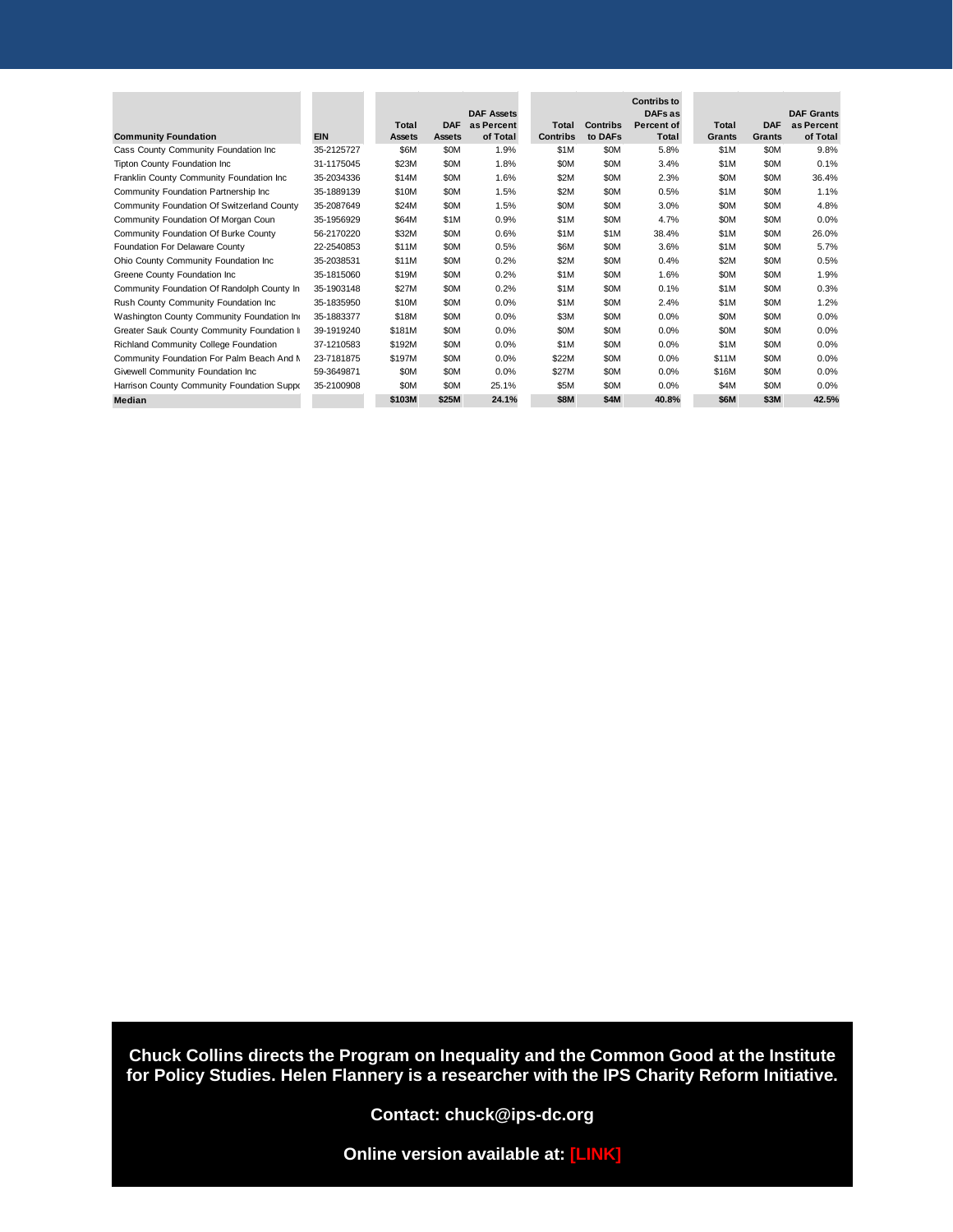| Community Foundation | EIN | Total Assets | DAF Assets | DAF Assets as Percent of Total | Total Contribs | Contribs to DAFs | Contribs to DAFs as Percent of Total | Total Grants | DAF Grants | DAF Grants as Percent of Total |
|---|---|---|---|---|---|---|---|---|---|---|
| Cass County Community Foundation Inc | 35-2125727 | $6M | $0M | 1.9% | $1M | $0M | 5.8% | $1M | $0M | 9.8% |
| Tipton County Foundation Inc | 31-1175045 | $23M | $0M | 1.8% | $0M | $0M | 3.4% | $1M | $0M | 0.1% |
| Franklin County Community Foundation Inc | 35-2034336 | $14M | $0M | 1.6% | $2M | $0M | 2.3% | $0M | $0M | 36.4% |
| Community Foundation Partnership Inc | 35-1889139 | $10M | $0M | 1.5% | $2M | $0M | 0.5% | $1M | $0M | 1.1% |
| Community Foundation Of Switzerland County | 35-2087649 | $24M | $0M | 1.5% | $0M | $0M | 3.0% | $0M | $0M | 4.8% |
| Community Foundation Of Morgan Coun | 35-1956929 | $64M | $1M | 0.9% | $1M | $0M | 4.7% | $0M | $0M | 0.0% |
| Community Foundation Of Burke County | 56-2170220 | $32M | $0M | 0.6% | $1M | $1M | 38.4% | $1M | $0M | 26.0% |
| Foundation For Delaware County | 22-2540853 | $11M | $0M | 0.5% | $6M | $0M | 3.6% | $1M | $0M | 5.7% |
| Ohio County Community Foundation Inc | 35-2038531 | $11M | $0M | 0.2% | $2M | $0M | 0.4% | $2M | $0M | 0.5% |
| Greene County Foundation Inc | 35-1815060 | $19M | $0M | 0.2% | $1M | $0M | 1.6% | $0M | $0M | 1.9% |
| Community Foundation Of Randolph County In | 35-1903148 | $27M | $0M | 0.2% | $1M | $0M | 0.1% | $1M | $0M | 0.3% |
| Rush County Community Foundation Inc | 35-1835950 | $10M | $0M | 0.0% | $1M | $0M | 2.4% | $1M | $0M | 1.2% |
| Washington County Community Foundation Inc | 35-1883377 | $18M | $0M | 0.0% | $3M | $0M | 0.0% | $0M | $0M | 0.0% |
| Greater Sauk County Community Foundation I | 39-1919240 | $181M | $0M | 0.0% | $0M | $0M | 0.0% | $0M | $0M | 0.0% |
| Richland Community College Foundation | 37-1210583 | $192M | $0M | 0.0% | $1M | $0M | 0.0% | $1M | $0M | 0.0% |
| Community Foundation For Palm Beach And M | 23-7181875 | $197M | $0M | 0.0% | $22M | $0M | 0.0% | $11M | $0M | 0.0% |
| Givewell Community Foundation Inc | 59-3649871 | $0M | $0M | 0.0% | $27M | $0M | 0.0% | $16M | $0M | 0.0% |
| Harrison County Community Foundation Suppo | 35-2100908 | $0M | $0M | 25.1% | $5M | $0M | 0.0% | $4M | $0M | 0.0% |
| **Median** | | **$103M** | **$25M** | **24.1%** | **$8M** | **$4M** | **40.8%** | **$6M** | **$3M** | **42.5%** |

**Chuck Collins directs the Program on Inequality and the Common Good at the Institute for Policy Studies. Helen Flannery is a researcher with the IPS Charity Reform Initiative.**

**Contact: chuck@ips-dc.org**

**Online version available at: [LINK]**